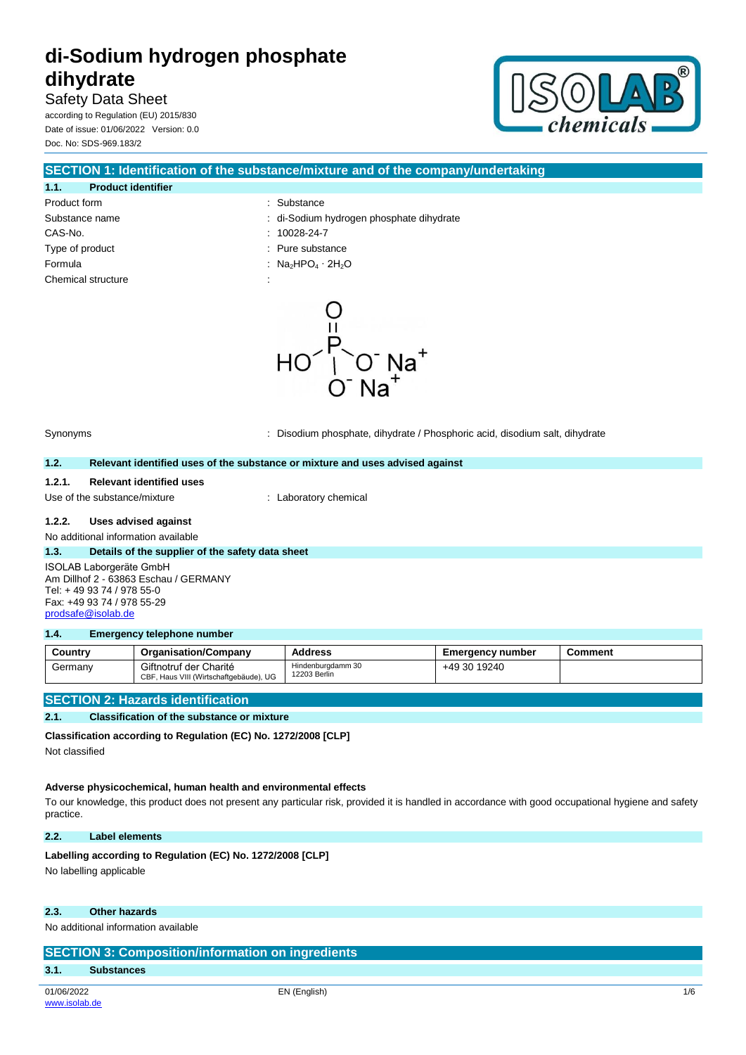# di-Sodium hydrogen phosphate dihydrate

Safety Data Sheet

according to Regulation (EU) 2015/830

Date of issue: 01/06/2022 Version: 0.0

Doc. No: SDS-969.183/2

## SECTION 1: Identification of the substance/mixture and of the company/undertaking

### 1.1. Product identifier

Product form : Substance

Substance name : di-Sodium hydrogen phosphate dihydrate

CAS-No. : 10028-24-7

Type of product : Pure substance

Formula : $Na_2HPO_4 \cdot 2H_2O$

Chemical structure :

Synonyms : Disodium phosphate, dihydrate / Phosphoric acid, disodium salt, dihydrate

### 1.2. Relevant identified uses of the substance or mixture and uses advised against

#### 1.2.1. Relevant identified uses

Use of the substance/mixture : Laboratory chemical

#### 1.2.2. Uses advised against

No additional information available

### 1.3. Details of the supplier of the safety data sheet

ISOLAB Laborgeräte GmbH
Am Dillhof 2 - 63863 Eschau / GERMANY
Tel: + 49 93 74 / 978 55-0
Fax: +49 93 74 / 978 55-29
prodsafe@isolab.de

### 1.4. Emergency telephone number

| Country | Organisation/Company | Address | Emergency number | Comment |
|---|---|---|---|---|
| Germany | Giftnotruf der Charité<br>CBF, Haus VIII (Wirtschaftgebäude), UG | Hindenburgdamm 30<br>12203 Berlin | +49 30 19240 | |

## SECTION 2: Hazards identification

### 2.1. Classification of the substance or mixture

**Classification according to Regulation (EC) No. 1272/2008 [CLP]**

Not classified

**Adverse physicochemical, human health and environmental effects**

To our knowledge, this product does not present any particular risk, provided it is handled in accordance with good occupational hygiene and safety practice.

### 2.2. Label elements

**Labelling according to Regulation (EC) No. 1272/2008 [CLP]**

No labelling applicable

### 2.3. Other hazards

No additional information available

## SECTION 3: Composition/information on ingredients

### 3.1. Substances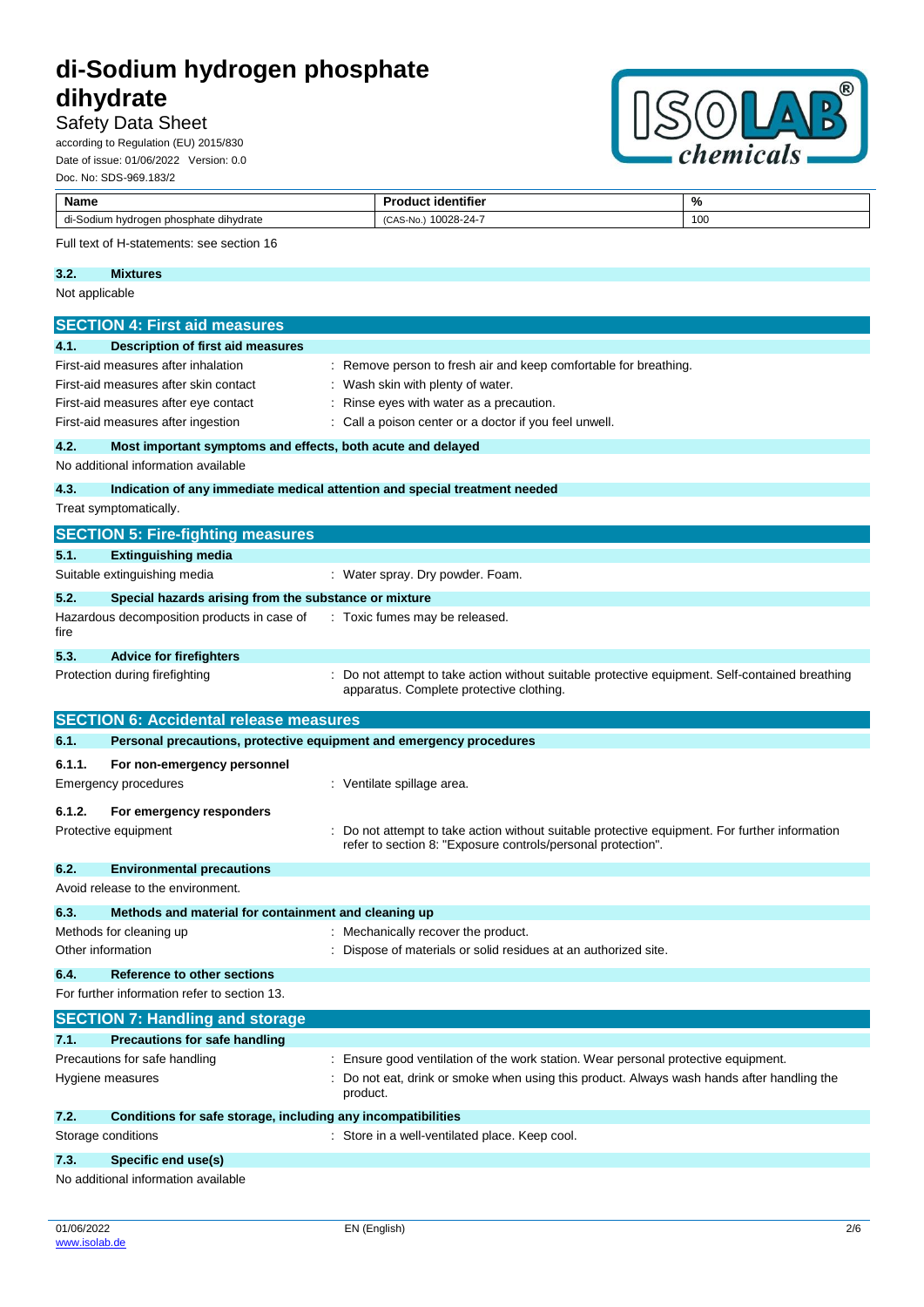| Name | Product identifier | % |
|---|---|---|
| di-Sodium hydrogen phosphate dihydrate | (CAS-No.) 10028-24-7 | 100 |

Full text of H-statements: see section 16

### 3.2. Mixtures

Not applicable

## SECTION 4: First aid measures

### 4.1. Description of first aid measures

First-aid measures after inhalation : Remove person to fresh air and keep comfortable for breathing.

First-aid measures after skin contact : Wash skin with plenty of water.

First-aid measures after eye contact : Rinse eyes with water as a precaution.

First-aid measures after ingestion : Call a poison center or a doctor if you feel unwell.

### 4.2. Most important symptoms and effects, both acute and delayed

No additional information available

### 4.3. Indication of any immediate medical attention and special treatment needed

Treat symptomatically.

## SECTION 5: Fire-fighting measures

### 5.1. Extinguishing media

Suitable extinguishing media : Water spray. Dry powder. Foam.

### 5.2. Special hazards arising from the substance or mixture

Hazardous decomposition products in case of fire : Toxic fumes may be released.

### 5.3. Advice for firefighters

Protection during firefighting : Do not attempt to take action without suitable protective equipment. Self-contained breathing apparatus. Complete protective clothing.

## SECTION 6: Accidental release measures

### 6.1. Personal precautions, protective equipment and emergency procedures

#### 6.1.1. For non-emergency personnel

Emergency procedures : Ventilate spillage area.

#### 6.1.2. For emergency responders

Protective equipment : Do not attempt to take action without suitable protective equipment. For further information refer to section 8: "Exposure controls/personal protection".

### 6.2. Environmental precautions

Avoid release to the environment.

### 6.3. Methods and material for containment and cleaning up

Methods for cleaning up : Mechanically recover the product.

Other information : Dispose of materials or solid residues at an authorized site.

### 6.4. Reference to other sections

For further information refer to section 13.

## SECTION 7: Handling and storage

### 7.1. Precautions for safe handling

Precautions for safe handling : Ensure good ventilation of the work station. Wear personal protective equipment.

Hygiene measures : Do not eat, drink or smoke when using this product. Always wash hands after handling the product.

### 7.2. Conditions for safe storage, including any incompatibilities

Storage conditions : Store in a well-ventilated place. Keep cool.

### 7.3. Specific end use(s)

No additional information available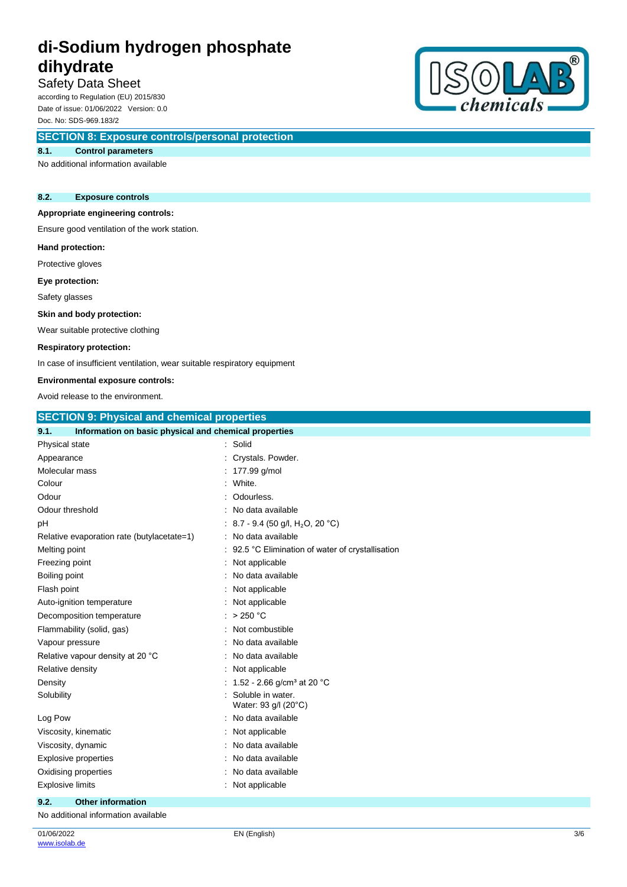## SECTION 8: Exposure controls/personal protection

### 8.1. Control parameters

No additional information available

### 8.2. Exposure controls

**Appropriate engineering controls:**

Ensure good ventilation of the work station.

**Hand protection:**

Protective gloves

**Eye protection:**

Safety glasses

**Skin and body protection:**

Wear suitable protective clothing

**Respiratory protection:**

In case of insufficient ventilation, wear suitable respiratory equipment

**Environmental exposure controls:**

Avoid release to the environment.

## SECTION 9: Physical and chemical properties

### 9.1. Information on basic physical and chemical properties

| Property | Value |
|---|---|
| Physical state | Solid |
| Appearance | Crystals. Powder. |
| Molecular mass | 177.99 g/mol |
| Colour | White. |
| Odour | Odourless. |
| Odour threshold | No data available |
| pH | 8.7 - 9.4 (50 g/l, $H_2O$, 20 °C) |
| Relative evaporation rate (butylacetate=1) | No data available |
| Melting point | 92.5 °C Elimination of water of crystallisation |
| Freezing point | Not applicable |
| Boiling point | No data available |
| Flash point | Not applicable |
| Auto-ignition temperature | Not applicable |
| Decomposition temperature | > 250 °C |
| Flammability (solid, gas) | Not combustible |
| Vapour pressure | No data available |
| Relative vapour density at 20 °C | No data available |
| Relative density | Not applicable |
| Density | 1.52 - 2.66 g/cm³ at 20 °C |
| Solubility | Soluble in water.<br>Water: 93 g/l (20°C) |
| Log Pow | No data available |
| Viscosity, kinematic | Not applicable |
| Viscosity, dynamic | No data available |
| Explosive properties | No data available |
| Oxidising properties | No data available |
| Explosive limits | Not applicable |

### 9.2. Other information

No additional information available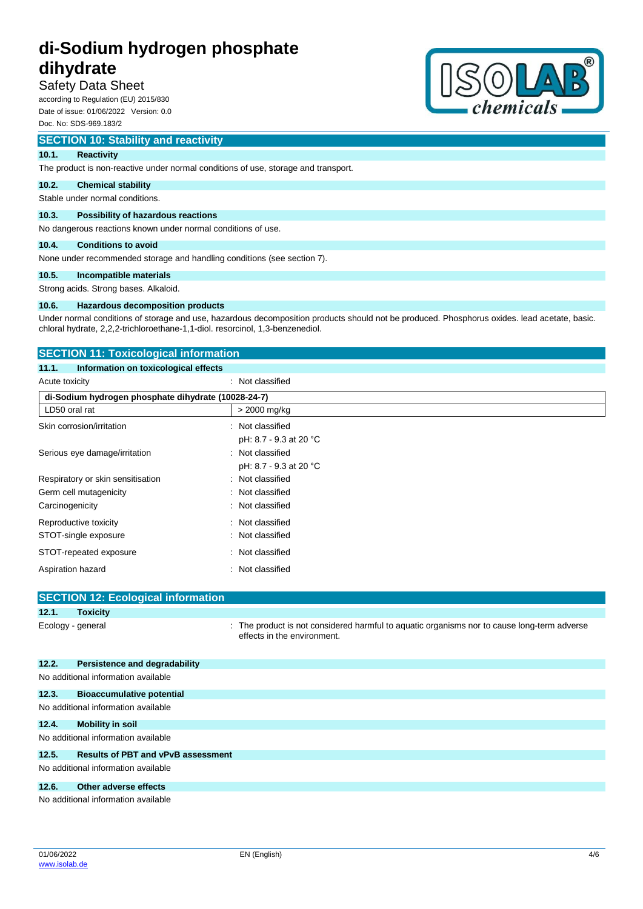## SECTION 10: Stability and reactivity

### 10.1. Reactivity

The product is non-reactive under normal conditions of use, storage and transport.

### 10.2. Chemical stability

Stable under normal conditions.

### 10.3. Possibility of hazardous reactions

No dangerous reactions known under normal conditions of use.

### 10.4. Conditions to avoid

None under recommended storage and handling conditions (see section 7).

### 10.5. Incompatible materials

Strong acids. Strong bases. Alkaloid.

### 10.6. Hazardous decomposition products

Under normal conditions of storage and use, hazardous decomposition products should not be produced. Phosphorus oxides. lead acetate, basic. chloral hydrate, 2,2,2-trichloroethane-1,1-diol. resorcinol, 1,3-benzenediol.

## SECTION 11: Toxicological information

### 11.1. Information on toxicological effects

Acute toxicity : Not classified

| di-Sodium hydrogen phosphate dihydrate (10028-24-7) | |
|---|---|
| LD50 oral rat | > 2000 mg/kg |

Skin corrosion/irritation : Not classified
pH: 8.7 - 9.3 at 20 °C

Serious eye damage/irritation : Not classified
pH: 8.7 - 9.3 at 20 °C

Respiratory or skin sensitisation : Not classified

Germ cell mutagenicity : Not classified

Carcinogenicity : Not classified

Reproductive toxicity : Not classified

STOT-single exposure : Not classified

STOT-repeated exposure : Not classified

Aspiration hazard : Not classified

## SECTION 12: Ecological information

### 12.1. Toxicity

Ecology - general : The product is not considered harmful to aquatic organisms nor to cause long-term adverse effects in the environment.

### 12.2. Persistence and degradability

No additional information available

### 12.3. Bioaccumulative potential

No additional information available

### 12.4. Mobility in soil

No additional information available

### 12.5. Results of PBT and vPvB assessment

No additional information available

### 12.6. Other adverse effects

No additional information available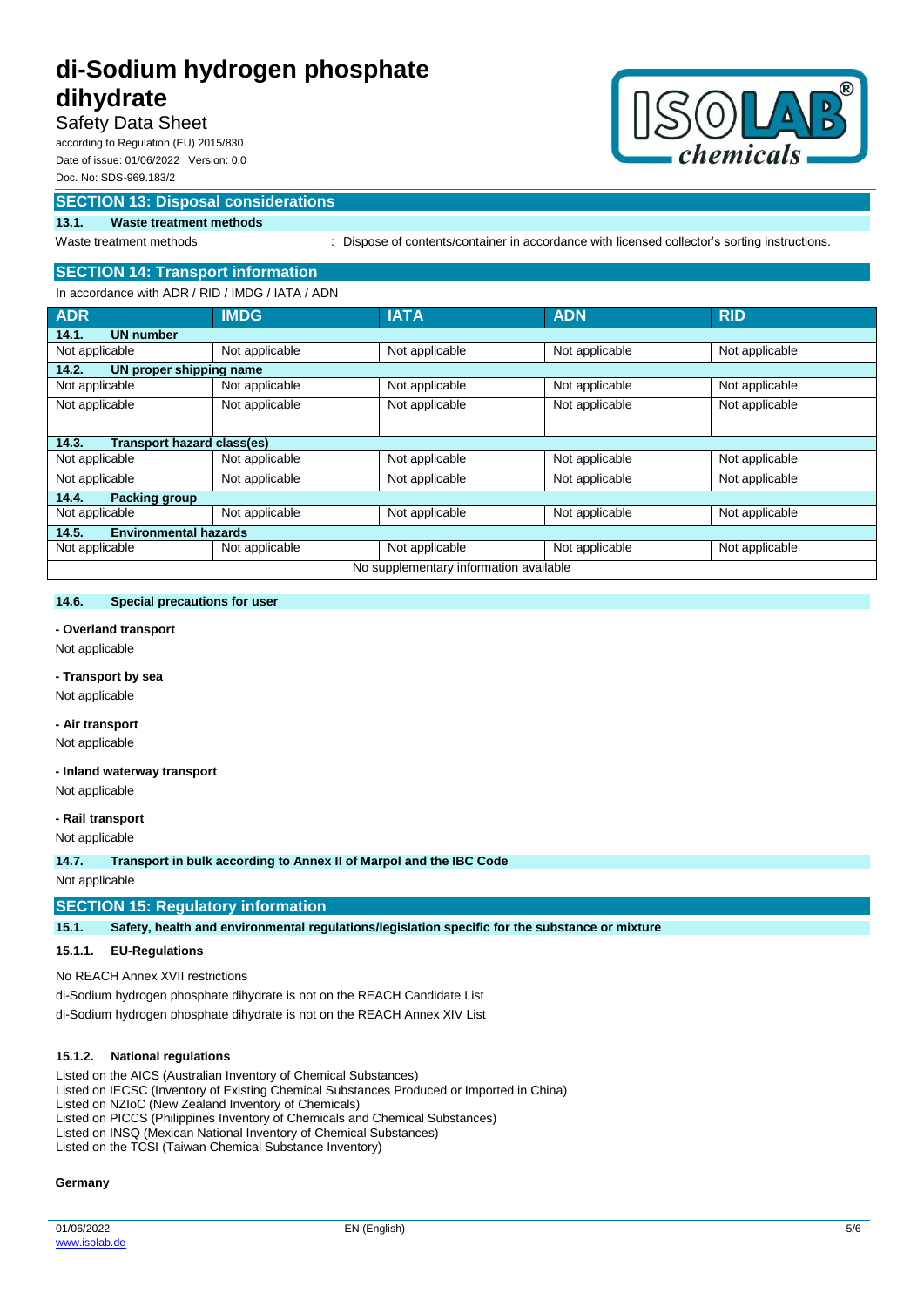## SECTION 13: Disposal considerations

### 13.1. Waste treatment methods

Waste treatment methods : Dispose of contents/container in accordance with licensed collector's sorting instructions.

## SECTION 14: Transport information

In accordance with ADR / RID / IMDG / IATA / ADN

| ADR | IMDG | IATA | ADN | RID |
|---|---|---|---|---|
| **14.1. UN number** | | | | |
| Not applicable | Not applicable | Not applicable | Not applicable | Not applicable |
| **14.2. UN proper shipping name** | | | | |
| Not applicable | Not applicable | Not applicable | Not applicable | Not applicable |
| Not applicable | Not applicable | Not applicable | Not applicable | Not applicable |
| **14.3. Transport hazard class(es)** | | | | |
| Not applicable | Not applicable | Not applicable | Not applicable | Not applicable |
| Not applicable | Not applicable | Not applicable | Not applicable | Not applicable |
| **14.4. Packing group** | | | | |
| Not applicable | Not applicable | Not applicable | Not applicable | Not applicable |
| **14.5. Environmental hazards** | | | | |
| Not applicable | Not applicable | Not applicable | Not applicable | Not applicable |
| No supplementary information available | | | | |

### 14.6. Special precautions for user

**- Overland transport**

Not applicable

**- Transport by sea**

Not applicable

**- Air transport**

Not applicable

**- Inland waterway transport**

Not applicable

**- Rail transport**

Not applicable

### 14.7. Transport in bulk according to Annex II of Marpol and the IBC Code

Not applicable

## SECTION 15: Regulatory information

### 15.1. Safety, health and environmental regulations/legislation specific for the substance or mixture

#### 15.1.1. EU-Regulations

No REACH Annex XVII restrictions

di-Sodium hydrogen phosphate dihydrate is not on the REACH Candidate List

di-Sodium hydrogen phosphate dihydrate is not on the REACH Annex XIV List

#### 15.1.2. National regulations

Listed on the AICS (Australian Inventory of Chemical Substances)
Listed on IECSC (Inventory of Existing Chemical Substances Produced or Imported in China)
Listed on NZIoC (New Zealand Inventory of Chemicals)
Listed on PICCS (Philippines Inventory of Chemicals and Chemical Substances)
Listed on INSQ (Mexican National Inventory of Chemical Substances)
Listed on the TCSI (Taiwan Chemical Substance Inventory)

**Germany**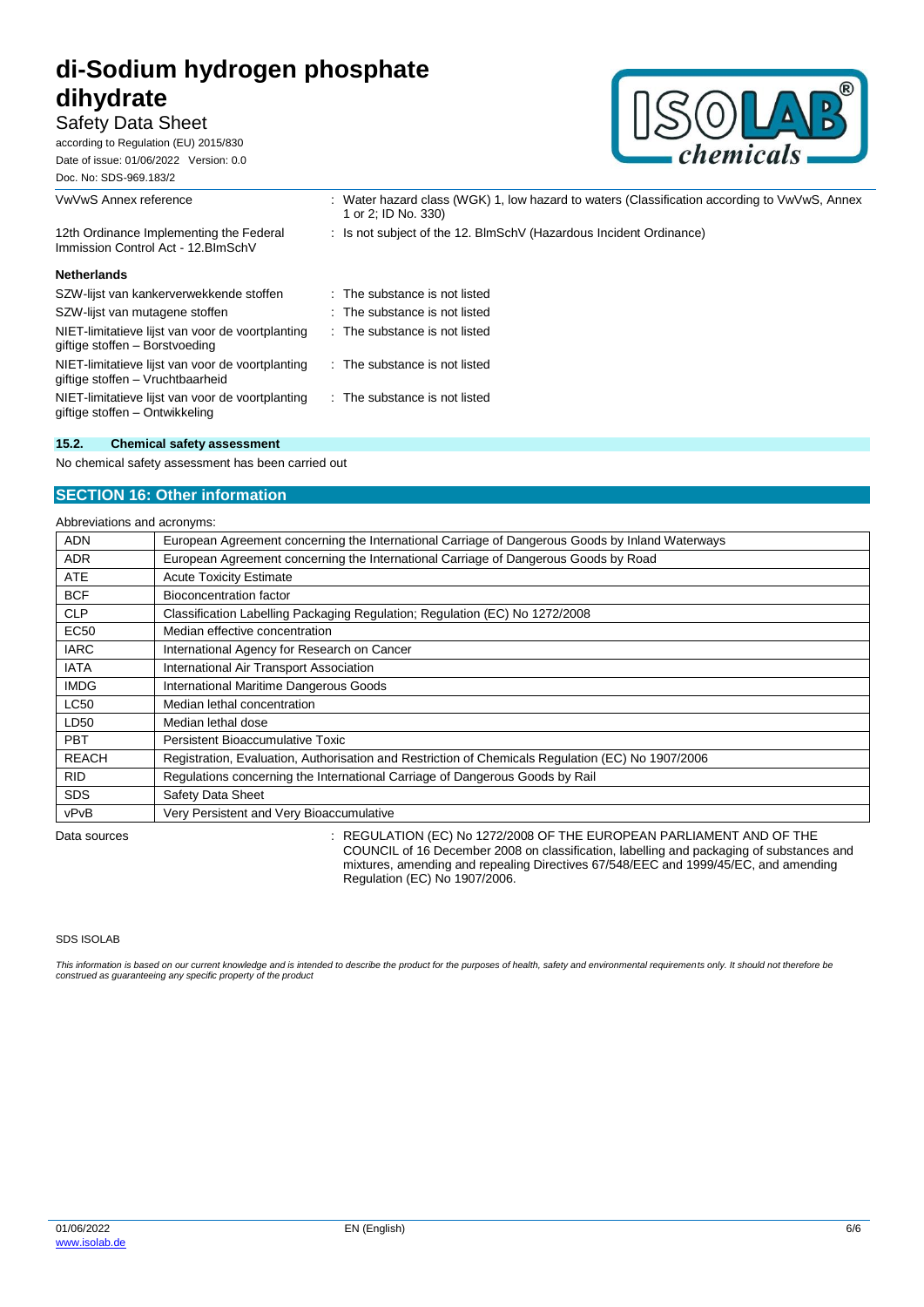| | |
|---|---|
| VwVwS Annex reference | : Water hazard class (WGK) 1, low hazard to waters (Classification according to VwVwS, Annex 1 or 2; ID No. 330) |
| 12th Ordinance Implementing the Federal Immission Control Act - 12.BImSchV | : Is not subject of the 12. BlmSchV (Hazardous Incident Ordinance) |

**Netherlands**

| | |
|---|---|
| SZW-lijst van kankerverwekkende stoffen | : The substance is not listed |
| SZW-lijst van mutagene stoffen | : The substance is not listed |
| NIET-limitatieve lijst van voor de voortplanting giftige stoffen – Borstvoeding | : The substance is not listed |
| NIET-limitatieve lijst van voor de voortplanting giftige stoffen – Vruchtbaarheid | : The substance is not listed |
| NIET-limitatieve lijst van voor de voortplanting giftige stoffen – Ontwikkeling | : The substance is not listed |

### 15.2. Chemical safety assessment

No chemical safety assessment has been carried out

## SECTION 16: Other information

Abbreviations and acronyms:

| | |
|---|---|
| ADN | European Agreement concerning the International Carriage of Dangerous Goods by Inland Waterways |
| ADR | European Agreement concerning the International Carriage of Dangerous Goods by Road |
| ATE | Acute Toxicity Estimate |
| BCF | Bioconcentration factor |
| CLP | Classification Labelling Packaging Regulation; Regulation (EC) No 1272/2008 |
| EC50 | Median effective concentration |
| IARC | International Agency for Research on Cancer |
| IATA | International Air Transport Association |
| IMDG | International Maritime Dangerous Goods |
| LC50 | Median lethal concentration |
| LD50 | Median lethal dose |
| PBT | Persistent Bioaccumulative Toxic |
| REACH | Registration, Evaluation, Authorisation and Restriction of Chemicals Regulation (EC) No 1907/2006 |
| RID | Regulations concerning the International Carriage of Dangerous Goods by Rail |
| SDS | Safety Data Sheet |
| vPvB | Very Persistent and Very Bioaccumulative |

Data sources : REGULATION (EC) No 1272/2008 OF THE EUROPEAN PARLIAMENT AND OF THE COUNCIL of 16 December 2008 on classification, labelling and packaging of substances and mixtures, amending and repealing Directives 67/548/EEC and 1999/45/EC, and amending Regulation (EC) No 1907/2006.

SDS ISOLAB

*This information is based on our current knowledge and is intended to describe the product for the purposes of health, safety and environmental requirements only. It should not therefore be construed as guaranteeing any specific property of the product*